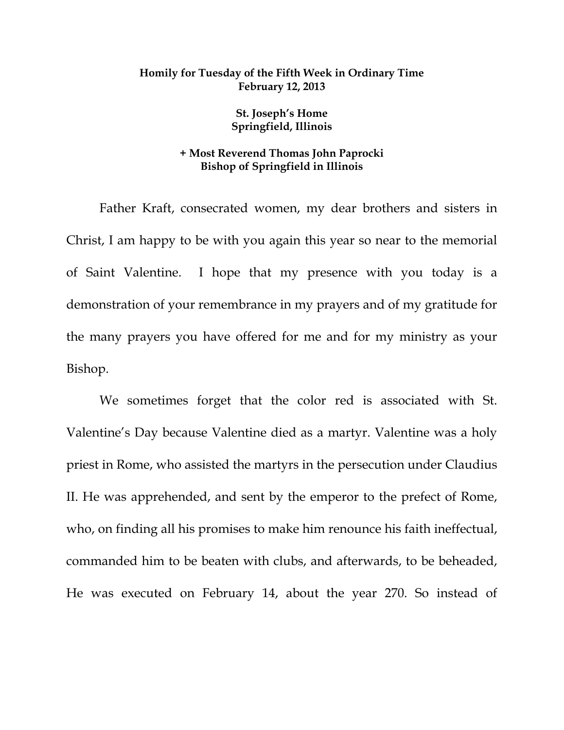**Homily for Tuesday of the Fifth Week in Ordinary Time**
**February 12, 2013**

**St. Joseph's Home**
**Springfield, Illinois**

**+ Most Reverend Thomas John Paprocki**
**Bishop of Springfield in Illinois**

Father Kraft, consecrated women, my dear brothers and sisters in Christ, I am happy to be with you again this year so near to the memorial of Saint Valentine. I hope that my presence with you today is a demonstration of your remembrance in my prayers and of my gratitude for the many prayers you have offered for me and for my ministry as your Bishop.

We sometimes forget that the color red is associated with St. Valentine's Day because Valentine died as a martyr. Valentine was a holy priest in Rome, who assisted the martyrs in the persecution under Claudius II. He was apprehended, and sent by the emperor to the prefect of Rome, who, on finding all his promises to make him renounce his faith ineffectual, commanded him to be beaten with clubs, and afterwards, to be beheaded, He was executed on February 14, about the year 270. So instead of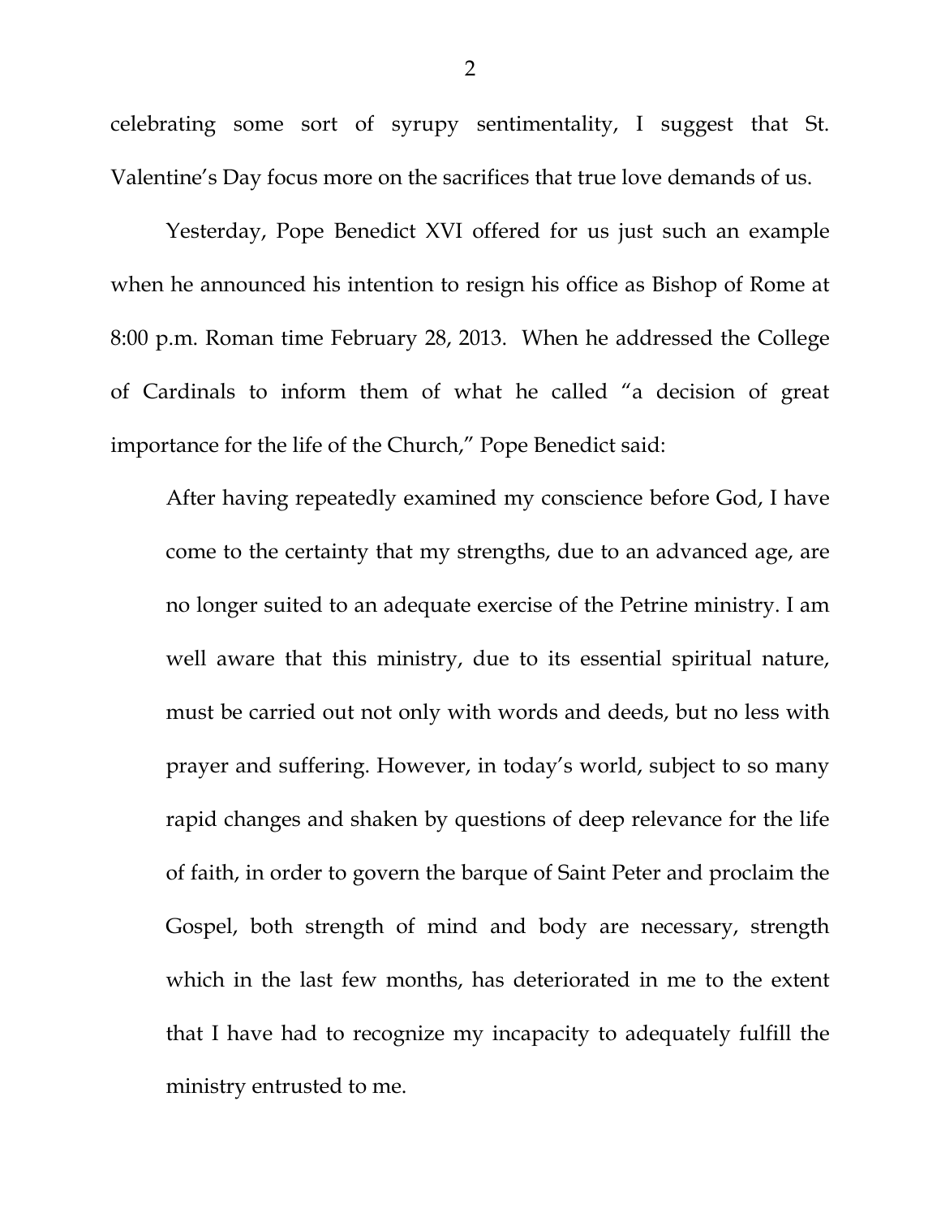celebrating some sort of syrupy sentimentality, I suggest that St. Valentine's Day focus more on the sacrifices that true love demands of us.

Yesterday, Pope Benedict XVI offered for us just such an example when he announced his intention to resign his office as Bishop of Rome at 8:00 p.m. Roman time February 28, 2013. When he addressed the College of Cardinals to inform them of what he called "a decision of great importance for the life of the Church," Pope Benedict said:

> After having repeatedly examined my conscience before God, I have come to the certainty that my strengths, due to an advanced age, are no longer suited to an adequate exercise of the Petrine ministry. I am well aware that this ministry, due to its essential spiritual nature, must be carried out not only with words and deeds, but no less with prayer and suffering. However, in today's world, subject to so many rapid changes and shaken by questions of deep relevance for the life of faith, in order to govern the barque of Saint Peter and proclaim the Gospel, both strength of mind and body are necessary, strength which in the last few months, has deteriorated in me to the extent that I have had to recognize my incapacity to adequately fulfill the ministry entrusted to me.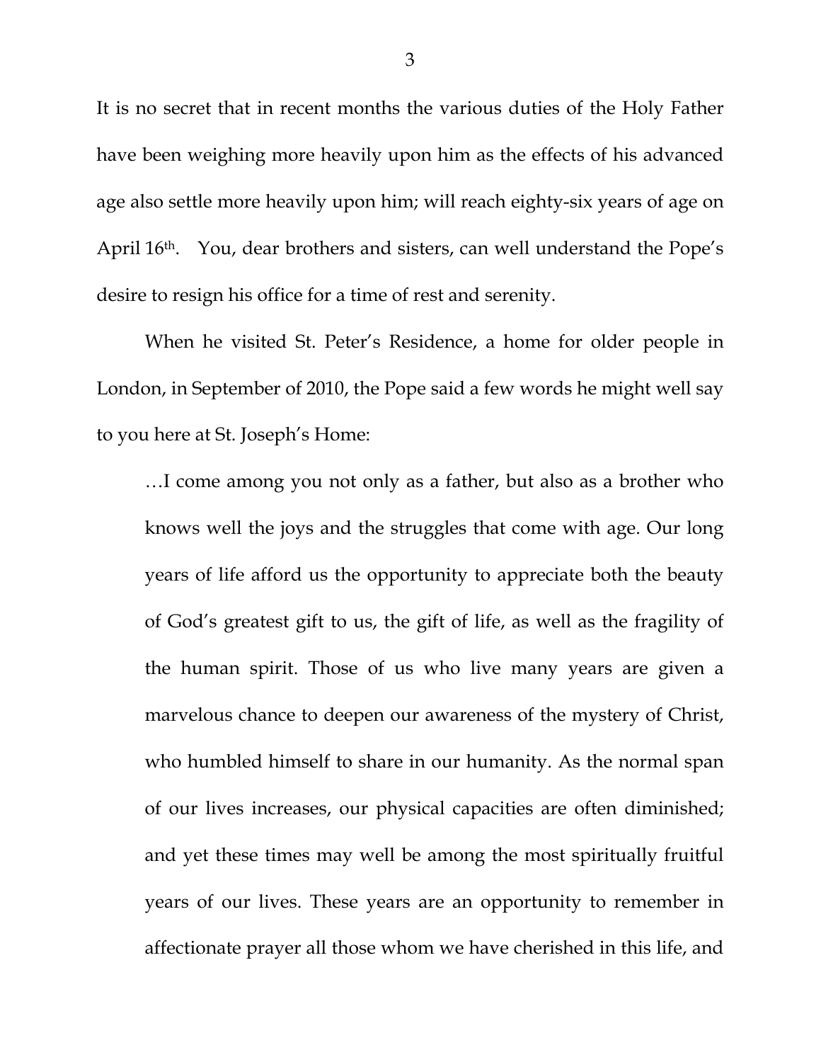It is no secret that in recent months the various duties of the Holy Father have been weighing more heavily upon him as the effects of his advanced age also settle more heavily upon him; will reach eighty-six years of age on April 16th. You, dear brothers and sisters, can well understand the Pope's desire to resign his office for a time of rest and serenity.

When he visited St. Peter's Residence, a home for older people in London, in September of 2010, the Pope said a few words he might well say to you here at St. Joseph's Home:

> …I come among you not only as a father, but also as a brother who knows well the joys and the struggles that come with age. Our long years of life afford us the opportunity to appreciate both the beauty of God's greatest gift to us, the gift of life, as well as the fragility of the human spirit. Those of us who live many years are given a marvelous chance to deepen our awareness of the mystery of Christ, who humbled himself to share in our humanity. As the normal span of our lives increases, our physical capacities are often diminished; and yet these times may well be among the most spiritually fruitful years of our lives. These years are an opportunity to remember in affectionate prayer all those whom we have cherished in this life, and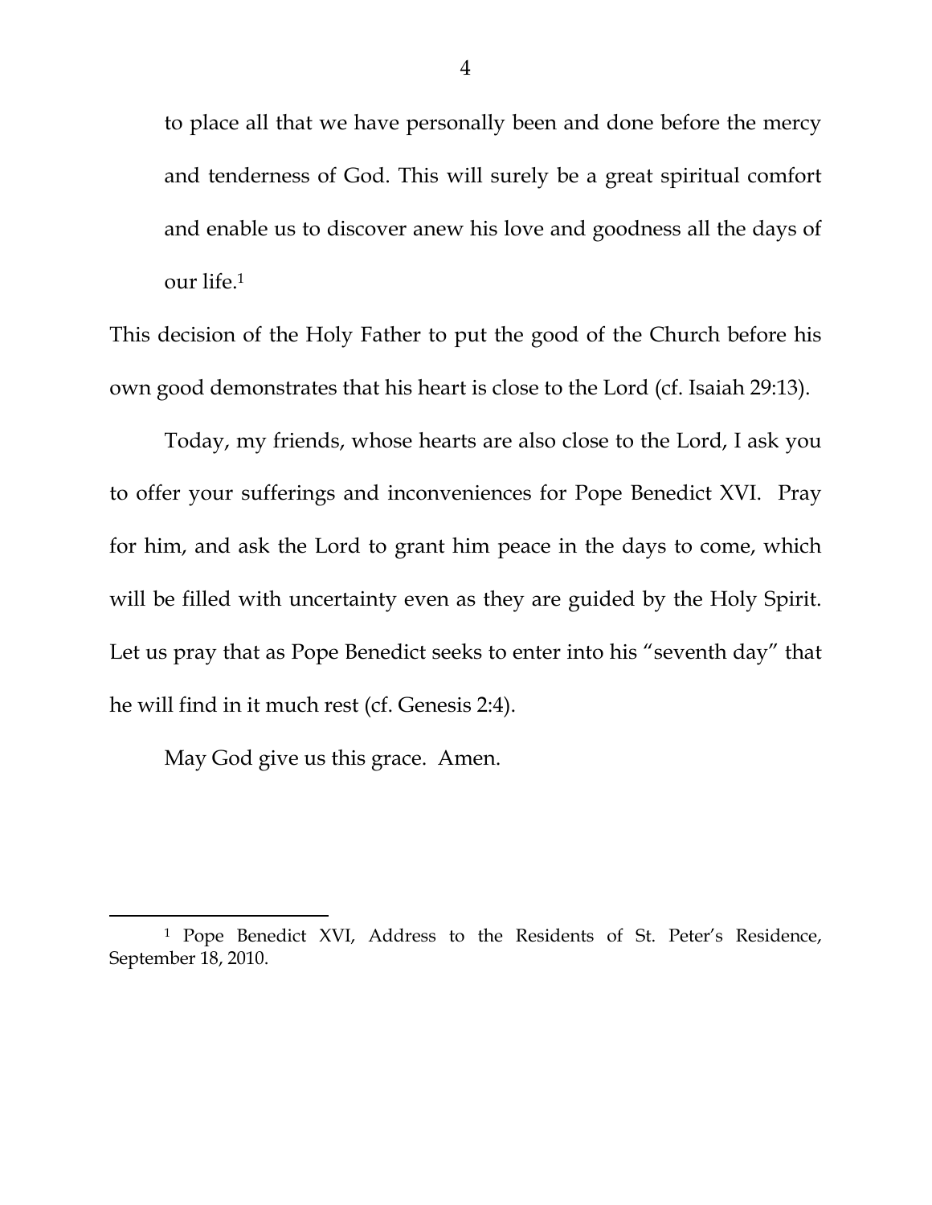> to place all that we have personally been and done before the mercy and tenderness of God. This will surely be a great spiritual comfort and enable us to discover anew his love and goodness all the days of our life.[1]

This decision of the Holy Father to put the good of the Church before his own good demonstrates that his heart is close to the Lord (cf. Isaiah 29:13).

Today, my friends, whose hearts are also close to the Lord, I ask you to offer your sufferings and inconveniences for Pope Benedict XVI. Pray for him, and ask the Lord to grant him peace in the days to come, which will be filled with uncertainty even as they are guided by the Holy Spirit. Let us pray that as Pope Benedict seeks to enter into his "seventh day" that he will find in it much rest (cf. Genesis 2:4).

May God give us this grace. Amen.

---

[1] Pope Benedict XVI, Address to the Residents of St. Peter's Residence, September 18, 2010.